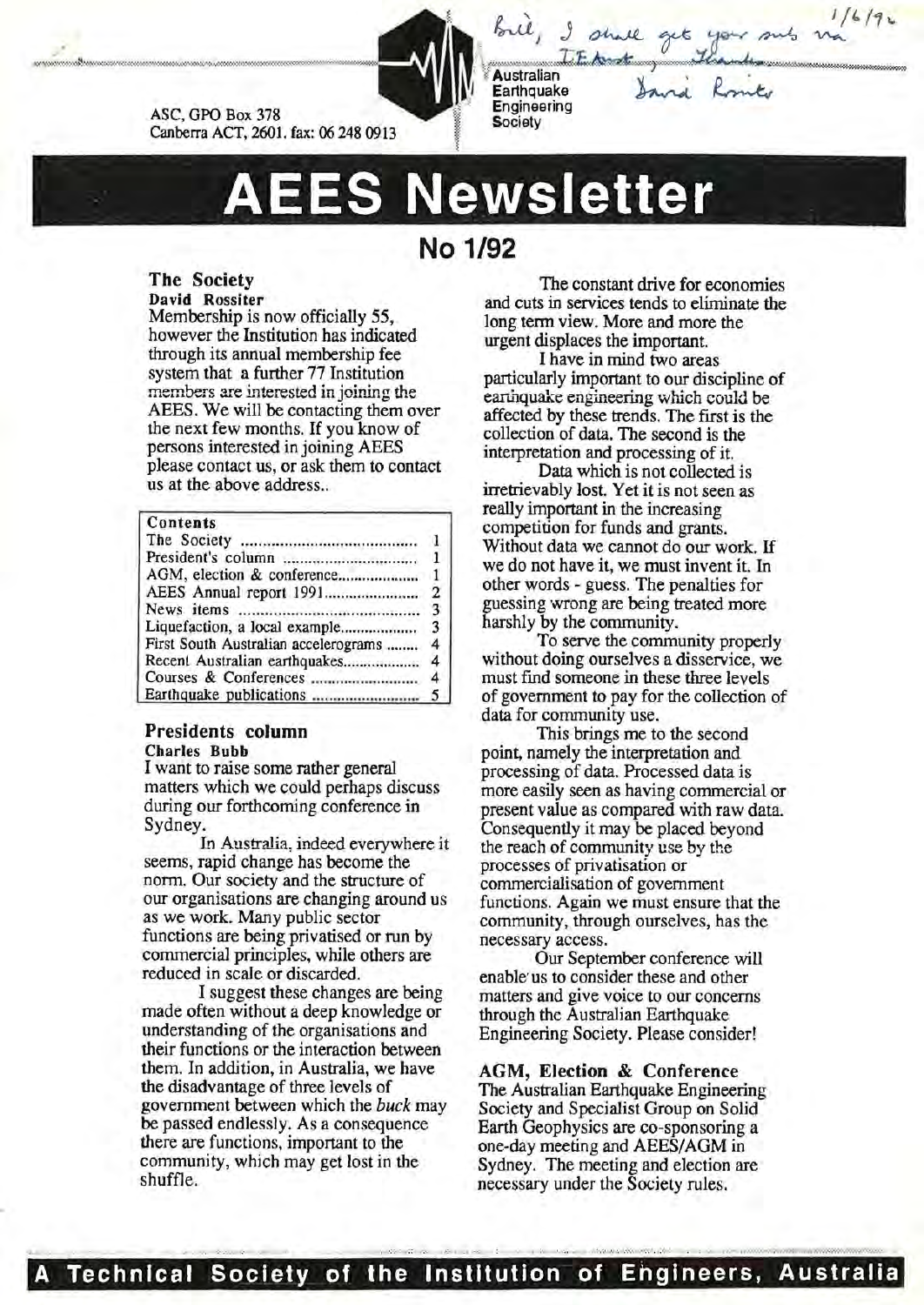Bill, I shall get your subs via IEAust, Thanks David Rossiter 1/6/92

ASC, GPO Box 378
Canberra ACT, 2601. fax: 06 248 0913

Australian Earthquake Engineering Society

# AEES Newsletter

## No 1/92

### The Society

**David Rossiter**

Membership is now officially 55, however the Institution has indicated through its annual membership fee system that a further 77 Institution members are interested in joining the AEES. We will be contacting them over the next few months. If you know of persons interested in joining AEES please contact us, or ask them to contact us at the above address..

| Contents | |
|---|---|
| The Society | 1 |
| President's column | 1 |
| AGM, election & conference | 1 |
| AEES Annual report 1991 | 2 |
| News items | 3 |
| Liquefaction, a local example | 3 |
| First South Australian accelerograms | 4 |
| Recent Australian earthquakes | 4 |
| Courses & Conferences | 4 |
| Earthquake publications | 5 |

### Presidents column

**Charles Bubb**

I want to raise some rather general matters which we could perhaps discuss during our forthcoming conference in Sydney.

In Australia, indeed everywhere it seems, rapid change has become the norm. Our society and the structure of our organisations are changing around us as we work. Many public sector functions are being privatised or run by commercial principles, while others are reduced in scale or discarded.

I suggest these changes are being made often without a deep knowledge or understanding of the organisations and their functions or the interaction between them. In addition, in Australia, we have the disadvantage of three levels of government between which the *buck* may be passed endlessly. As a consequence there are functions, important to the community, which may get lost in the shuffle.

The constant drive for economies and cuts in services tends to eliminate the long term view. More and more the urgent displaces the important.

I have in mind two areas particularly important to our discipline of earthquake engineering which could be affected by these trends. The first is the collection of data. The second is the interpretation and processing of it.

Data which is not collected is irretrievably lost. Yet it is not seen as really important in the increasing competition for funds and grants. Without data we cannot do our work. If we do not have it, we must invent it. In other words - guess. The penalties for guessing wrong are being treated more harshly by the community.

To serve the community properly without doing ourselves a disservice, we must find someone in these three levels of government to pay for the collection of data for community use.

This brings me to the second point, namely the interpretation and processing of data. Processed data is more easily seen as having commercial or present value as compared with raw data. Consequently it may be placed beyond the reach of community use by the processes of privatisation or commercialisation of government functions. Again we must ensure that the community, through ourselves, has the necessary access.

Our September conference will enable us to consider these and other matters and give voice to our concerns through the Australian Earthquake Engineering Society. Please consider!

### AGM, Election & Conference

The Australian Earthquake Engineering Society and Specialist Group on Solid Earth Geophysics are co-sponsoring a one-day meeting and AEES/AGM in Sydney. The meeting and election are necessary under the Society rules.

A Technical Society of the Institution of Engineers, Australia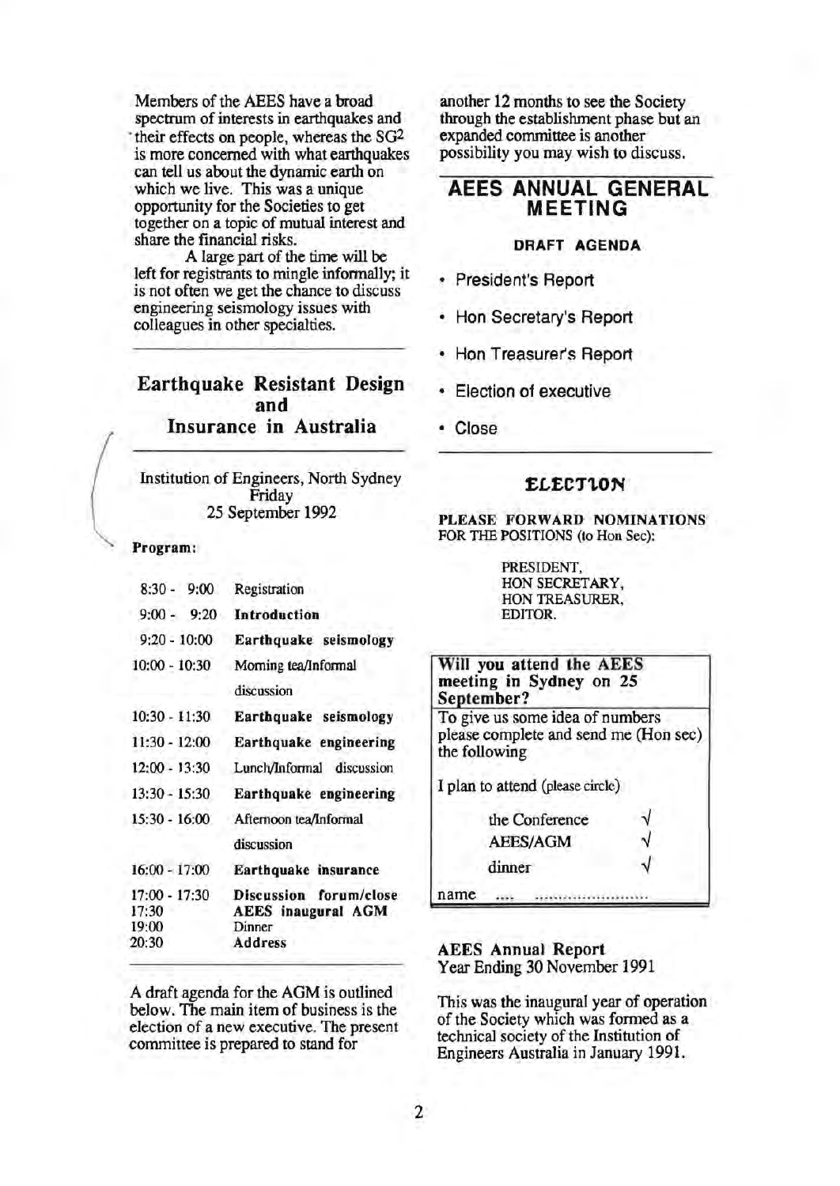Members of the AEES have a broad spectrum of interests in earthquakes and their effects on people, whereas the SG[2] is more concerned with what earthquakes can tell us about the dynamic earth on which we live. This was a unique opportunity for the Societies to get together on a topic of mutual interest and share the financial risks.

A large part of the time will be left for registrants to mingle informally; it is not often we get the chance to discuss engineering seismology issues with colleagues in other specialties.

## Earthquake Resistant Design and Insurance in Australia

Institution of Engineers, North Sydney
Friday
25 September 1992

**Program:**

| | |
|---|---|
| 8:30 - 9:00 | Registration |
| 9:00 - 9:20 | **Introduction** |
| 9:20 - 10:00 | **Earthquake seismology** |
| 10:00 - 10:30 | Morning tea/Informal discussion |
| 10:30 - 11:30 | **Earthquake seismology** |
| 11:30 - 12:00 | **Earthquake engineering** |
| 12:00 - 13:30 | Lunch/Informal discussion |
| 13:30 - 15:30 | **Earthquake engineering** |
| 15:30 - 16:00 | Afternoon tea/Informal discussion |
| 16:00 - 17:00 | **Earthquake insurance** |
| 17:00 - 17:30 | **Discussion forum/close** |
| 17:30 | **AEES inaugural AGM** |
| 19:00 | Dinner |
| 20:30 | **Address** |

A draft agenda for the AGM is outlined below. The main item of business is the election of a new executive. The present committee is prepared to stand for another 12 months to see the Society through the establishment phase but an expanded committee is another possibility you may wish to discuss.

## AEES ANNUAL GENERAL MEETING

### DRAFT AGENDA

- President's Report
- Hon Secretary's Report
- Hon Treasurer's Report
- Election of executive
- Close

## ELECTION

**PLEASE FORWARD NOMINATIONS** FOR THE POSITIONS (to Hon Sec):

PRESIDENT,
HON SECRETARY,
HON TREASURER,
EDITOR.

**Will you attend the AEES meeting in Sydney on 25 September?**

To give us some idea of numbers please complete and send me (Hon sec) the following

I plan to attend (please circle)

| | |
|---|---|
| the Conference | √ |
| AEES/AGM | √ |
| dinner | √ |

name .... ........................

**AEES Annual Report**
Year Ending 30 November 1991

This was the inaugural year of operation of the Society which was formed as a technical society of the Institution of Engineers Australia in January 1991.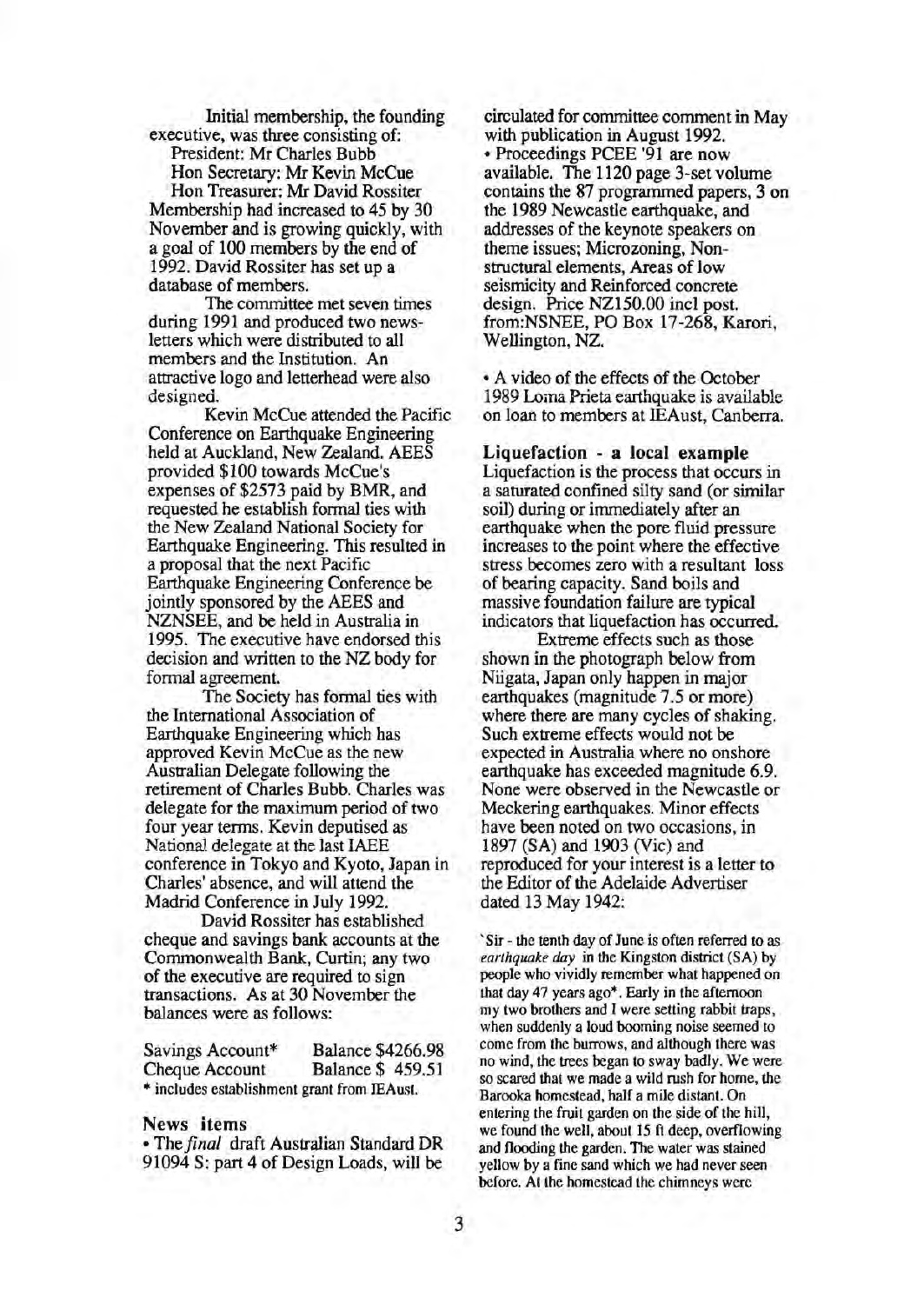Initial membership, the founding executive, was three consisting of:

President: Mr Charles Bubb

Hon Secretary: Mr Kevin McCue

Hon Treasurer: Mr David Rossiter

Membership had increased to 45 by 30 November and is growing quickly, with a goal of 100 members by the end of 1992. David Rossiter has set up a database of members.

The committee met seven times during 1991 and produced two newsletters which were distributed to all members and the Institution. An attractive logo and letterhead were also designed.

Kevin McCue attended the Pacific Conference on Earthquake Engineering held at Auckland, New Zealand. AEES provided $100 towards McCue's expenses of $2573 paid by BMR, and requested he establish formal ties with the New Zealand National Society for Earthquake Engineering. This resulted in a proposal that the next Pacific Earthquake Engineering Conference be jointly sponsored by the AEES and NZNSEE, and be held in Australia in 1995. The executive have endorsed this decision and written to the NZ body for formal agreement.

The Society has formal ties with the International Association of Earthquake Engineering which has approved Kevin McCue as the new Australian Delegate following the retirement of Charles Bubb. Charles was delegate for the maximum period of two four year terms. Kevin deputised as National delegate at the last IAEE conference in Tokyo and Kyoto, Japan in Charles' absence, and will attend the Madrid Conference in July 1992.

David Rossiter has established cheque and savings bank accounts at the Commonwealth Bank, Curtin; any two of the executive are required to sign transactions. As at 30 November the balances were as follows:

| | |
|---|---|
| Savings Account* | Balance $4266.98 |
| Cheque Account | Balance $ 459.51 |

\* includes establishment grant from IEAust.

## News items

- The *final* draft Australian Standard DR 91094 S: part 4 of Design Loads, will be circulated for committee comment in May with publication in August 1992.
- Proceedings PCEE '91 are now available. The 1120 page 3-set volume contains the 87 programmed papers, 3 on the 1989 Newcastle earthquake, and addresses of the keynote speakers on theme issues; Microzoning, Non-structural elements, Areas of low seismicity and Reinforced concrete design. Price NZ150.00 incl post. from:NSNEE, PO Box 17-268, Karori, Wellington, NZ.

- A video of the effects of the October 1989 Loma Prieta earthquake is available on loan to members at IEAust, Canberra.

## Liquefaction - a local example

Liquefaction is the process that occurs in a saturated confined silty sand (or similar soil) during or immediately after an earthquake when the pore fluid pressure increases to the point where the effective stress becomes zero with a resultant loss of bearing capacity. Sand boils and massive foundation failure are typical indicators that liquefaction has occurred.

Extreme effects such as those shown in the photograph below from Niigata, Japan only happen in major earthquakes (magnitude 7.5 or more) where there are many cycles of shaking. Such extreme effects would not be expected in Australia where no onshore earthquake has exceeded magnitude 6.9. None were observed in the Newcastle or Meckering earthquakes. Minor effects have been noted on two occasions, in 1897 (SA) and 1903 (Vic) and reproduced for your interest is a letter to the Editor of the Adelaide Advertiser dated 13 May 1942:

'Sir - the tenth day of June is often referred to as *earthquake day* in the Kingston district (SA) by people who vividly remember what happened on that day 47 years ago*. Early in the afternoon my two brothers and I were setting rabbit traps, when suddenly a loud booming noise seemed to come from the burrows, and although there was no wind, the trees began to sway badly. We were so scared that we made a wild rush for home, the Barooka homestead, half a mile distant. On entering the fruit garden on the side of the hill, we found the well, about 15 ft deep, overflowing and flooding the garden. The water was stained yellow by a fine sand which we had never seen before. At the homestead the chimneys were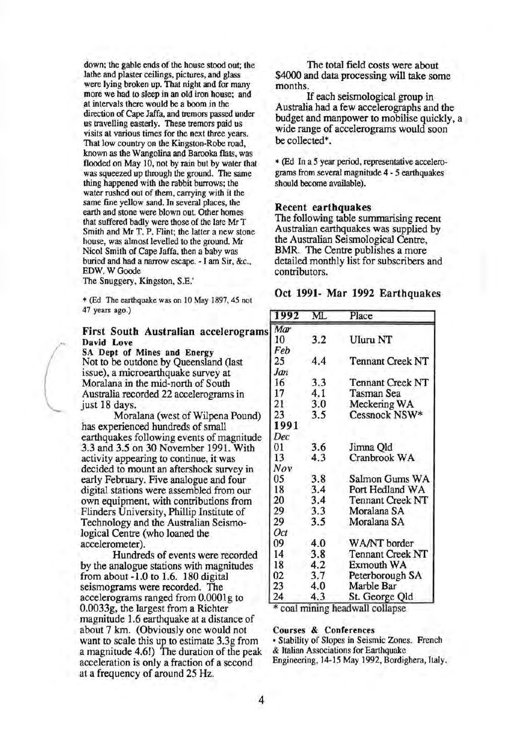down; the gable ends of the house stood out; the lathe and plaster ceilings, pictures, and glass were lying broken up. That night and for many more we had to sleep in an old iron house; and at intervals there would be a boom in the direction of Cape Jaffa, and tremors passed under us travelling easterly. These tremors paid us visits at various times for the next three years. That low country on the Kingston-Robe road, known as the Wangolina and Barooka flats, was flooded on May 10, not by rain but by water that was squeezed up through the ground. The same thing happened with the rabbit burrows; the water rushed out of them, carrying with it the same fine yellow sand. In several places, the earth and stone were blown out. Other homes that suffered badly were those of the late Mr T Smith and Mr T. P. Flint; the latter a new stone house, was almost levelled to the ground. Mr Nicol Smith of Cape Jaffa, then a baby was buried and had a narrow escape. - I am Sir, &c., EDW. W Goode

The Snuggery, Kingston, S.E.'

* (Ed The earthquake was on 10 May 1897, 45 not 47 years ago.)

## First South Australian accelerograms

**David Love**

**SA Dept of Mines and Energy**

Not to be outdone by Queensland (last issue), a microearthquake survey at Moralana in the mid-north of South Australia recorded 22 accelerograms in just 18 days.

Moralana (west of Wilpena Pound) has experienced hundreds of small earthquakes following events of magnitude 3.3 and 3.5 on 30 November 1991. With activity appearing to continue, it was decided to mount an aftershock survey in early February. Five analogue and four digital stations were assembled from our own equipment, with contributions from Flinders University, Phillip Institute of Technology and the Australian Seismological Centre (who loaned the accelerometer).

Hundreds of events were recorded by the analogue stations with magnitudes from about -1.0 to 1.6. 180 digital seismograms were recorded. The accelerograms ranged from 0.0001g to 0.0033g, the largest from a Richter magnitude 1.6 earthquake at a distance of about 7 km. (Obviously one would not want to scale this up to estimate 3.3g from a magnitude 4.6!) The duration of the peak acceleration is only a fraction of a second at a frequency of around 25 Hz.

The total field costs were about $4000 and data processing will take some months.

If each seismological group in Australia had a few accelerographs and the budget and manpower to mobilise quickly, a wide range of accelerograms would soon be collected*.

* (Ed In a 5 year period, representative accelerograms from several magnitude 4 - 5 earthquakes should become available).

## Recent earthquakes

The following table summarising recent Australian earthquakes was supplied by the Australian Seismological Centre, BMR. The Centre publishes a more detailed monthly list for subscribers and contributors.

### Oct 1991- Mar 1992 Earthquakes

| 1992 | ML | Place |
|---|---|---|
| *Mar* | | |
| 10 | 3.2 | Uluru NT |
| *Feb* | | |
| 25 | 4.4 | Tennant Creek NT |
| *Jan* | | |
| 16 | 3.3 | Tennant Creek NT |
| 17 | 4.1 | Tasman Sea |
| 21 | 3.0 | Meckering WA |
| 23 | 3.5 | Cessnock NSW* |
| **1991** | | |
| *Dec* | | |
| 01 | 3.6 | Jimna Qld |
| 13 | 4.3 | Cranbrook WA |
| *Nov* | | |
| 05 | 3.8 | Salmon Gums WA |
| 18 | 3.4 | Port Hedland WA |
| 20 | 3.4 | Tennant Creek NT |
| 29 | 3.3 | Moralana SA |
| 29 | 3.5 | Moralana SA |
| *Oct* | | |
| 09 | 4.0 | WA/NT border |
| 14 | 3.8 | Tennant Creek NT |
| 18 | 4.2 | Exmouth WA |
| 02 | 3.7 | Peterborough SA |
| 23 | 4.0 | Marble Bar |
| 24 | 4.3 | St. George Qld |

* coal mining headwall collapse

**Courses & Conferences**

- Stability of Slopes in Seismic Zones. French & Italian Associations for Earthquake Engineering, 14-15 May 1992, Bordighera, Italy.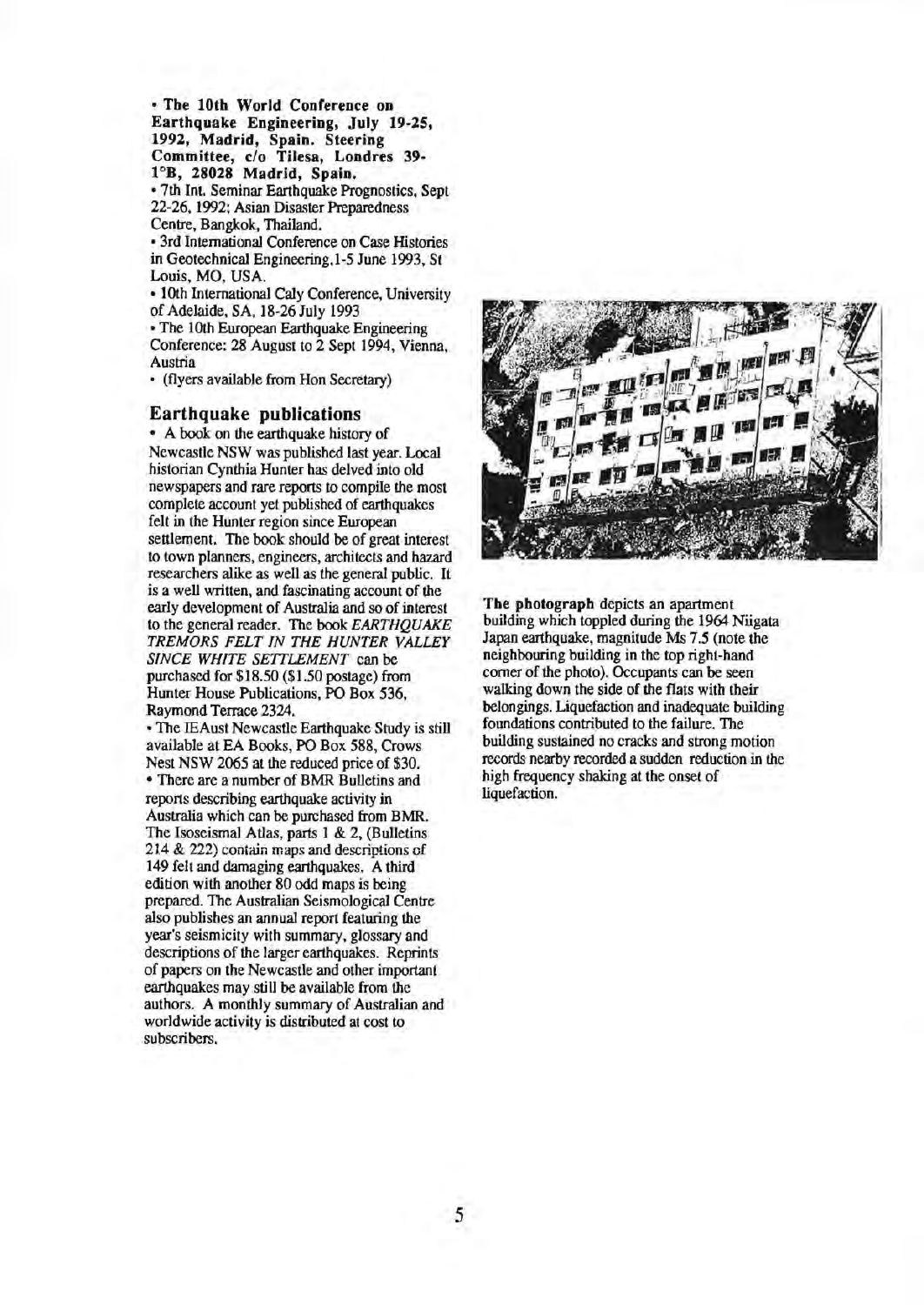- **The 10th World Conference on Earthquake Engineering, July 19-25, 1992, Madrid, Spain. Steering Committee, c/o Tilesa, Londres 39-1°B, 28028 Madrid, Spain.**
- 7th Int. Seminar Earthquake Prognostics, Sept 22-26, 1992; Asian Disaster Preparedness Centre, Bangkok, Thailand.
- 3rd International Conference on Case Histories in Geotechnical Engineering, 1-5 June 1993, St Louis, MO, USA.
- 10th International Caly Conference, University of Adelaide, SA, 18-26 July 1993
- The 10th European Earthquake Engineering Conference: 28 August to 2 Sept 1994, Vienna, Austria
- (flyers available from Hon Secretary)

## Earthquake publications

- A book on the earthquake history of Newcastle NSW was published last year. Local historian Cynthia Hunter has delved into old newspapers and rare reports to compile the most complete account yet published of earthquakes felt in the Hunter region since European settlement. The book should be of great interest to town planners, engineers, architects and hazard researchers alike as well as the general public. It is a well written, and fascinating account of the early development of Australia and so of interest to the general reader. The book *EARTHQUAKE TREMORS FELT IN THE HUNTER VALLEY SINCE WHITE SETTLEMENT* can be purchased for $18.50 ($1.50 postage) from Hunter House Publications, PO Box 536, Raymond Terrace 2324.
- The IEAust Newcastle Earthquake Study is still available at EA Books, PO Box 588, Crows Nest NSW 2065 at the reduced price of $30.
- There are a number of BMR Bulletins and reports describing earthquake activity in Australia which can be purchased from BMR. The Isoseismal Atlas, parts 1 & 2, (Bulletins 214 & 222) contain maps and descriptions of 149 felt and damaging earthquakes. A third edition with another 80 odd maps is being prepared. The Australian Seismological Centre also publishes an annual report featuring the year's seismicity with summary, glossary and descriptions of the larger earthquakes. Reprints of papers on the Newcastle and other important earthquakes may still be available from the authors. A monthly summary of Australian and worldwide activity is distributed at cost to subscribers.

**The photograph** depicts an apartment building which toppled during the 1964 Niigata Japan earthquake, magnitude Ms 7.5 (note the neighbouring building in the top right-hand corner of the photo). Occupants can be seen walking down the side of the flats with their belongings. Liquefaction and inadequate building foundations contributed to the failure. The building sustained no cracks and strong motion records nearby recorded a sudden reduction in the high frequency shaking at the onset of liquefaction.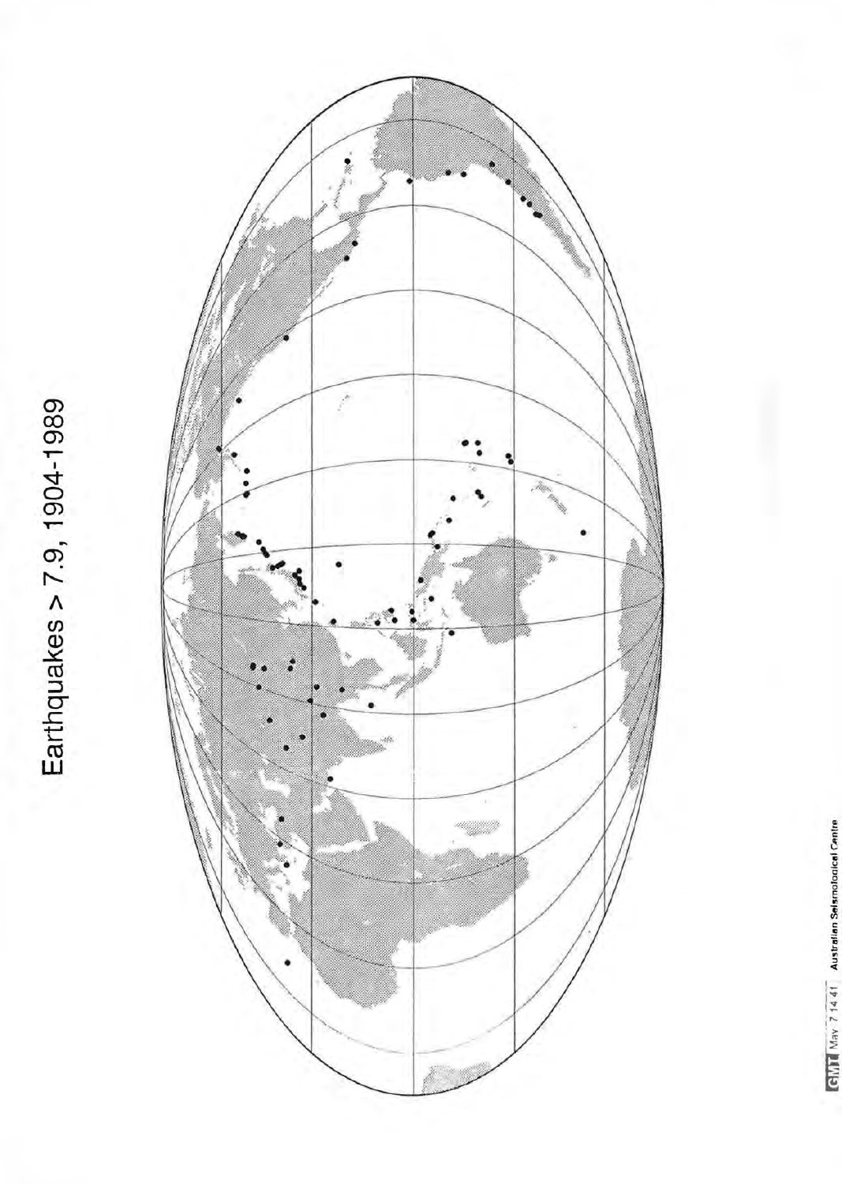Earthquakes > 7.9, 1904-1989

GMT May 7 14 41 Australian Seismological Centre